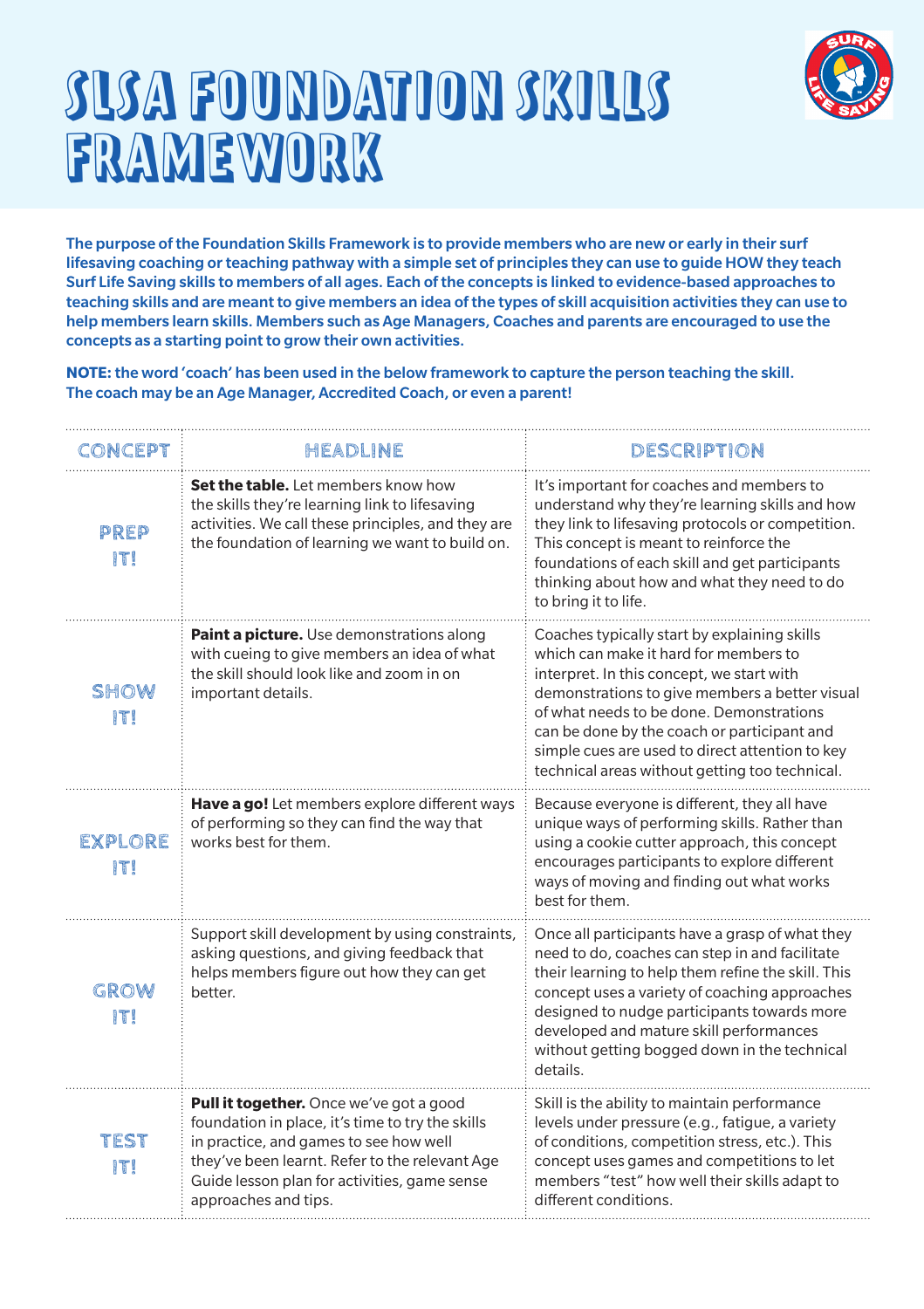# SLSA FOUNDATION SKILLS FRAMEWORK

**The purpose of the Foundation Skills Framework is to provide members who are new or early in their surf lifesaving coaching or teaching pathway with a simple set of principles they can use to guide HOW they teach Surf Life Saving skills to members of all ages. Each of the concepts is linked to evidence-based approaches to teaching skills and are meant to give members an idea of the types of skill acquisition activities they can use to help members learn skills. Members such as Age Managers, Coaches and parents are encouraged to use the concepts as a starting point to grow their own activities.**

**NOTE: the word 'coach' has been used in the below framework to capture the person teaching the skill. The coach may be an Age Manager, Accredited Coach, or even a parent!**

| CONCEPT | HEADLINE | DESCRIPTION |
|---|---|---|
| PREP IT! | **Set the table.** Let members know how the skills they're learning link to lifesaving activities. We call these principles, and they are the foundation of learning we want to build on. | It's important for coaches and members to understand why they're learning skills and how they link to lifesaving protocols or competition. This concept is meant to reinforce the foundations of each skill and get participants thinking about how and what they need to do to bring it to life. |
| SHOW IT! | **Paint a picture.** Use demonstrations along with cueing to give members an idea of what the skill should look like and zoom in on important details. | Coaches typically start by explaining skills which can make it hard for members to interpret. In this concept, we start with demonstrations to give members a better visual of what needs to be done. Demonstrations can be done by the coach or participant and simple cues are used to direct attention to key technical areas without getting too technical. |
| EXPLORE IT! | **Have a go!** Let members explore different ways of performing so they can find the way that works best for them. | Because everyone is different, they all have unique ways of performing skills. Rather than using a cookie cutter approach, this concept encourages participants to explore different ways of moving and finding out what works best for them. |
| GROW IT! | Support skill development by using constraints, asking questions, and giving feedback that helps members figure out how they can get better. | Once all participants have a grasp of what they need to do, coaches can step in and facilitate their learning to help them refine the skill. This concept uses a variety of coaching approaches designed to nudge participants towards more developed and mature skill performances without getting bogged down in the technical details. |
| TEST IT! | **Pull it together.** Once we've got a good foundation in place, it's time to try the skills in practice, and games to see how well they've been learnt. Refer to the relevant Age Guide lesson plan for activities, game sense approaches and tips. | Skill is the ability to maintain performance levels under pressure (e.g., fatigue, a variety of conditions, competition stress, etc.). This concept uses games and competitions to let members "test" how well their skills adapt to different conditions. |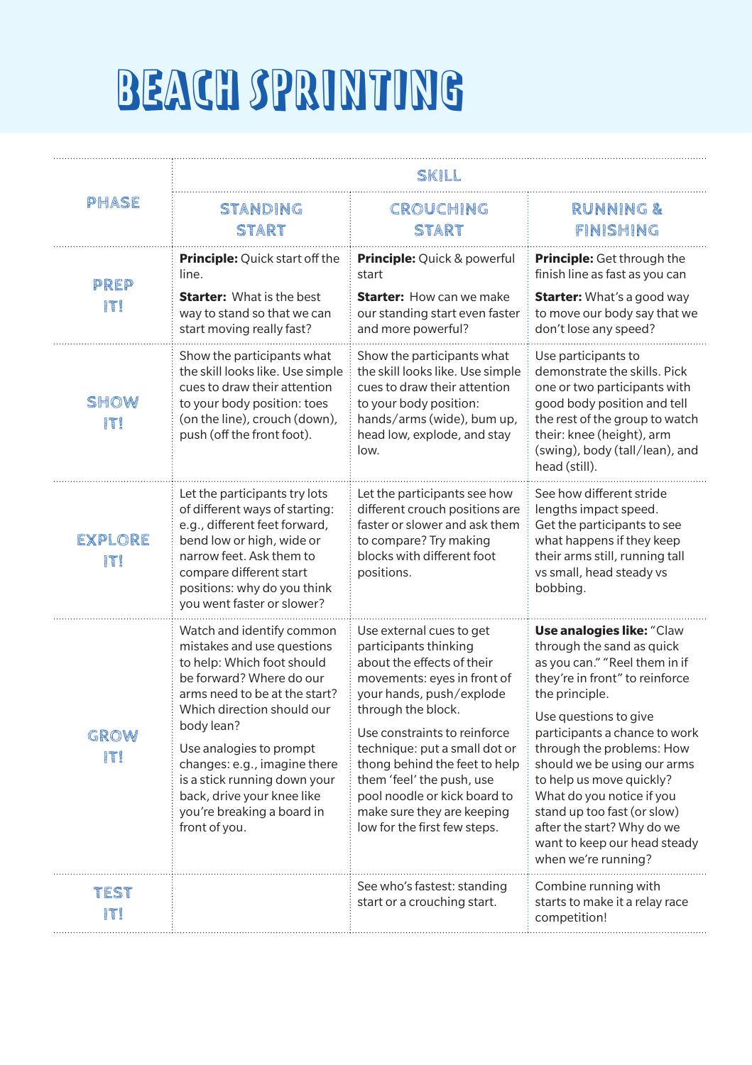# BEACH SPRINTING

| PHASE | SKILL | | |
|---|---|---|---|
| | **STANDING START** | **CROUCHING START** | **RUNNING & FINISHING** |
| **PREP IT!** | **Principle:** Quick start off the line.<br><br>**Starter:** What is the best way to stand so that we can start moving really fast? | **Principle:** Quick & powerful start<br><br>**Starter:** How can we make our standing start even faster and more powerful? | **Principle:** Get through the finish line as fast as you can<br><br>**Starter:** What's a good way to move our body say that we don't lose any speed? |
| **SHOW IT!** | Show the participants what the skill looks like. Use simple cues to draw their attention to your body position: toes (on the line), crouch (down), push (off the front foot). | Show the participants what the skill looks like. Use simple cues to draw their attention to your body position: hands/arms (wide), bum up, head low, explode, and stay low. | Use participants to demonstrate the skills. Pick one or two participants with good body position and tell the rest of the group to watch their: knee (height), arm (swing), body (tall/lean), and head (still). |
| **EXPLORE IT!** | Let the participants try lots of different ways of starting: e.g., different feet forward, bend low or high, wide or narrow feet. Ask them to compare different start positions: why do you think you went faster or slower? | Let the participants see how different crouch positions are faster or slower and ask them to compare? Try making blocks with different foot positions. | See how different stride lengths impact speed. Get the participants to see what happens if they keep their arms still, running tall vs small, head steady vs bobbing. |
| **GROW IT!** | Watch and identify common mistakes and use questions to help: Which foot should be forward? Where do our arms need to be at the start? Which direction should our body lean?<br><br>Use analogies to prompt changes: e.g., imagine there is a stick running down your back, drive your knee like you're breaking a board in front of you. | Use external cues to get participants thinking about the effects of their movements: eyes in front of your hands, push/explode through the block.<br><br>Use constraints to reinforce technique: put a small dot or thong behind the feet to help them 'feel' the push, use pool noodle or kick board to make sure they are keeping low for the first few steps. | **Use analogies like:** "Claw through the sand as quick as you can." "Reel them in if they're in front" to reinforce the principle.<br><br>Use questions to give participants a chance to work through the problems: How should we be using our arms to help us move quickly? What do you notice if you stand up too fast (or slow) after the start? Why do we want to keep our head steady when we're running? |
| **TEST IT!** | | See who's fastest: standing start or a crouching start. | Combine running with starts to make it a relay race competition! |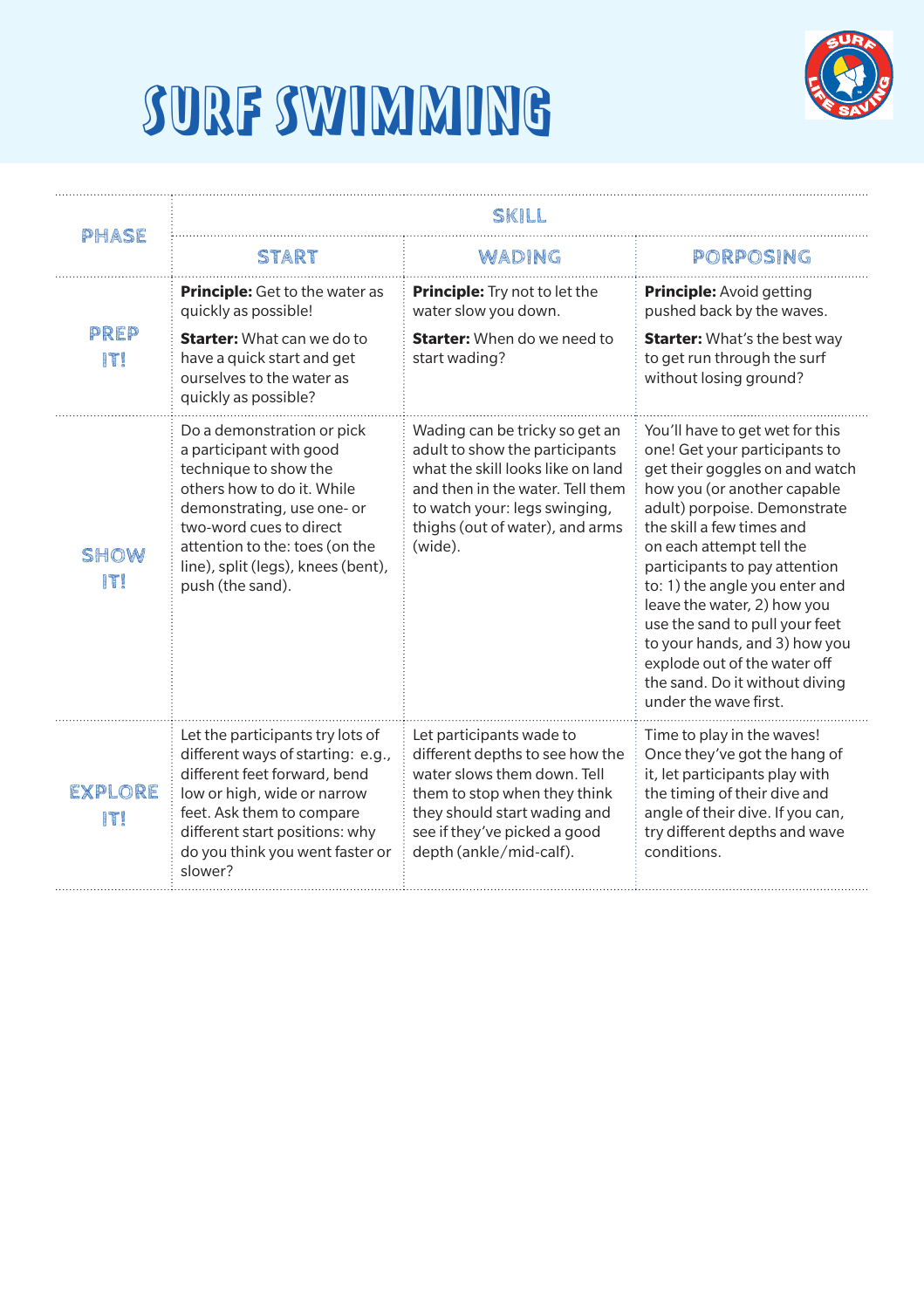# SURF SWIMMING

| PHASE | SKILL | | |
|---|---|---|---|
| | START | WADING | PORPOSING |
| PREP IT! | **Principle:** Get to the water as quickly as possible! **Starter:** What can we do to have a quick start and get ourselves to the water as quickly as possible? | **Principle:** Try not to let the water slow you down. **Starter:** When do we need to start wading? | **Principle:** Avoid getting pushed back by the waves. **Starter:** What's the best way to get run through the surf without losing ground? |
| SHOW IT! | Do a demonstration or pick a participant with good technique to show the others how to do it. While demonstrating, use one- or two-word cues to direct attention to the: toes (on the line), split (legs), knees (bent), push (the sand). | Wading can be tricky so get an adult to show the participants what the skill looks like on land and then in the water. Tell them to watch your: legs swinging, thighs (out of water), and arms (wide). | You'll have to get wet for this one! Get your participants to get their goggles on and watch how you (or another capable adult) porpoise. Demonstrate the skill a few times and on each attempt tell the participants to pay attention to: 1) the angle you enter and leave the water, 2) how you use the sand to pull your feet to your hands, and 3) how you explode out of the water off the sand. Do it without diving under the wave first. |
| EXPLORE IT! | Let the participants try lots of different ways of starting: e.g., different feet forward, bend low or high, wide or narrow feet. Ask them to compare different start positions: why do you think you went faster or slower? | Let participants wade to different depths to see how the water slows them down. Tell them to stop when they think they should start wading and see if they've picked a good depth (ankle/mid-calf). | Time to play in the waves! Once they've got the hang of it, let participants play with the timing of their dive and angle of their dive. If you can, try different depths and wave conditions. |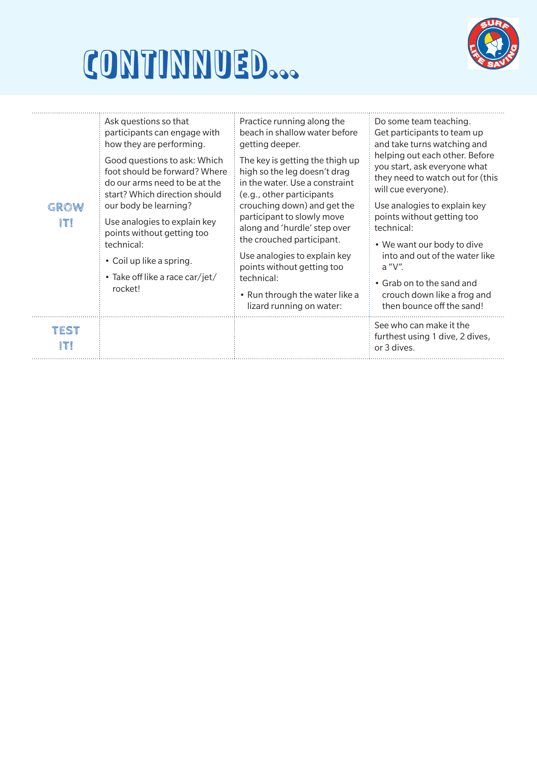# CONTINNUED...

| | | | |
|---|---|---|---|
| **GROW IT!** | Ask questions so that participants can engage with how they are performing.<br><br>Good questions to ask: Which foot should be forward? Where do our arms need to be at the start? Which direction should our body be learning?<br><br>Use analogies to explain key points without getting too technical:<br><br>• Coil up like a spring.<br>• Take off like a race car/jet/rocket! | Practice running along the beach in shallow water before getting deeper.<br><br>The key is getting the thigh up high so the leg doesn't drag in the water. Use a constraint (e.g., other participants crouching down) and get the participant to slowly move along and 'hurdle' step over the crouched participant.<br><br>Use analogies to explain key points without getting too technical:<br><br>• Run through the water like a lizard running on water: | Do some team teaching. Get participants to team up and take turns watching and helping out each other. Before you start, ask everyone what they need to watch out for (this will cue everyone).<br><br>Use analogies to explain key points without getting too technical:<br><br>• We want our body to dive into and out of the water like a "V".<br>• Grab on to the sand and crouch down like a frog and then bounce off the sand! |
| **TEST IT!** | | | See who can make it the furthest using 1 dive, 2 dives, or 3 dives. |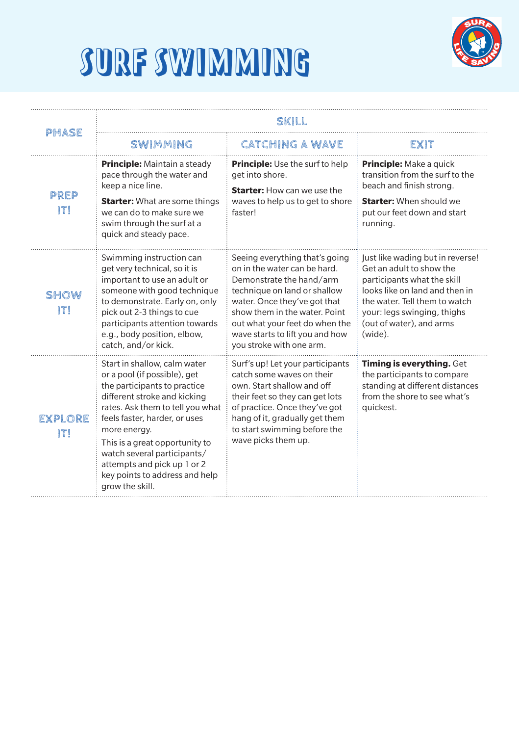# SURF SWIMMING

| PHASE | SKILL | | |
|---|---|---|---|
| | **SWIMMING** | **CATCHING A WAVE** | **EXIT** |
| **PREP IT!** | **Principle:** Maintain a steady pace through the water and keep a nice line.<br>**Starter:** What are some things we can do to make sure we swim through the surf at a quick and steady pace. | **Principle:** Use the surf to help get into shore.<br>**Starter:** How can we use the waves to help us to get to shore faster! | **Principle:** Make a quick transition from the surf to the beach and finish strong.<br>**Starter:** When should we put our feet down and start running. |
| **SHOW IT!** | Swimming instruction can get very technical, so it is important to use an adult or someone with good technique to demonstrate. Early on, only pick out 2-3 things to cue participants attention towards e.g., body position, elbow, catch, and/or kick. | Seeing everything that's going on in the water can be hard. Demonstrate the hand/arm technique on land or shallow water. Once they've got that show them in the water. Point out what your feet do when the wave starts to lift you and how you stroke with one arm. | Just like wading but in reverse! Get an adult to show the participants what the skill looks like on land and then in the water. Tell them to watch your: legs swinging, thighs (out of water), and arms (wide). |
| **EXPLORE IT!** | Start in shallow, calm water or a pool (if possible), get the participants to practice different stroke and kicking rates. Ask them to tell you what feels faster, harder, or uses more energy.<br>This is a great opportunity to watch several participants/attempts and pick up 1 or 2 key points to address and help grow the skill. | Surf's up! Let your participants catch some waves on their own. Start shallow and off their feet so they can get lots of practice. Once they've got hang of it, gradually get them to start swimming before the wave picks them up. | **Timing is everything.** Get the participants to compare standing at different distances from the shore to see what's quickest. |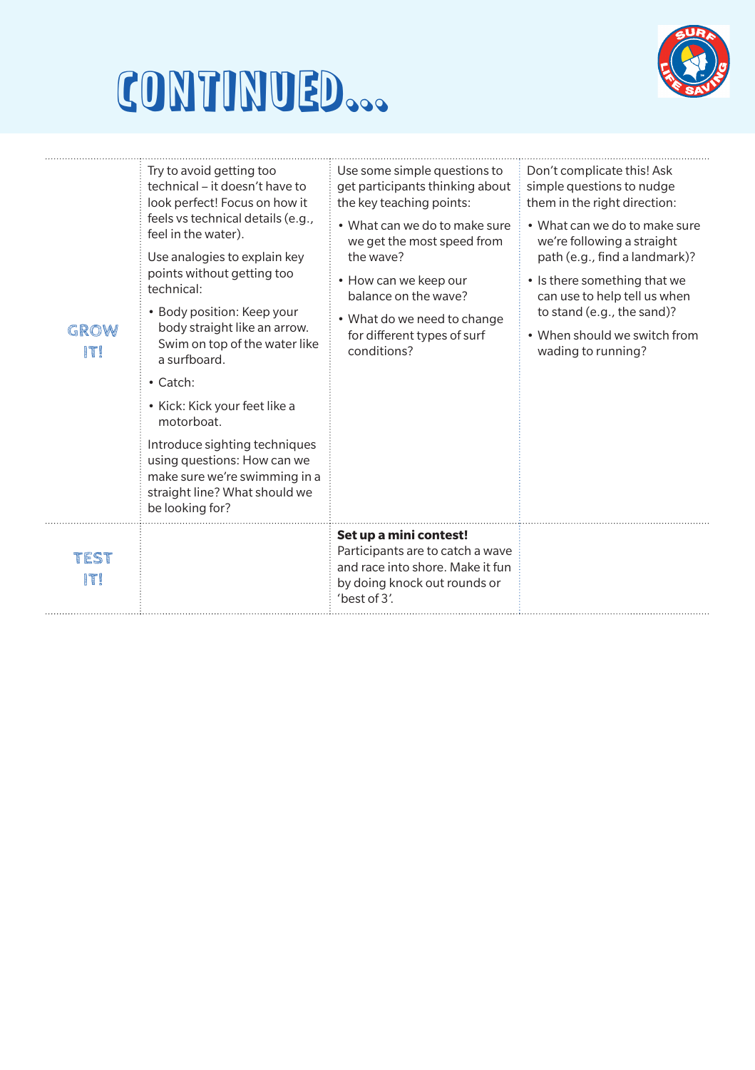# CONTINUED...

| | | | |
|---|---|---|---|
| **GROW IT!** | Try to avoid getting too technical – it doesn't have to look perfect! Focus on how it feels vs technical details (e.g., feel in the water).<br><br>Use analogies to explain key points without getting too technical:<br>• Body position: Keep your body straight like an arrow. Swim on top of the water like a surfboard.<br>• Catch:<br>• Kick: Kick your feet like a motorboat.<br><br>Introduce sighting techniques using questions: How can we make sure we're swimming in a straight line? What should we be looking for? | Use some simple questions to get participants thinking about the key teaching points:<br>• What can we do to make sure we get the most speed from the wave?<br>• How can we keep our balance on the wave?<br>• What do we need to change for different types of surf conditions? | Don't complicate this! Ask simple questions to nudge them in the right direction:<br>• What can we do to make sure we're following a straight path (e.g., find a landmark)?<br>• Is there something that we can use to help tell us when to stand (e.g., the sand)?<br>• When should we switch from wading to running? |
| **TEST IT!** | | **Set up a mini contest!**<br>Participants are to catch a wave and race into shore. Make it fun by doing knock out rounds or 'best of 3'. | |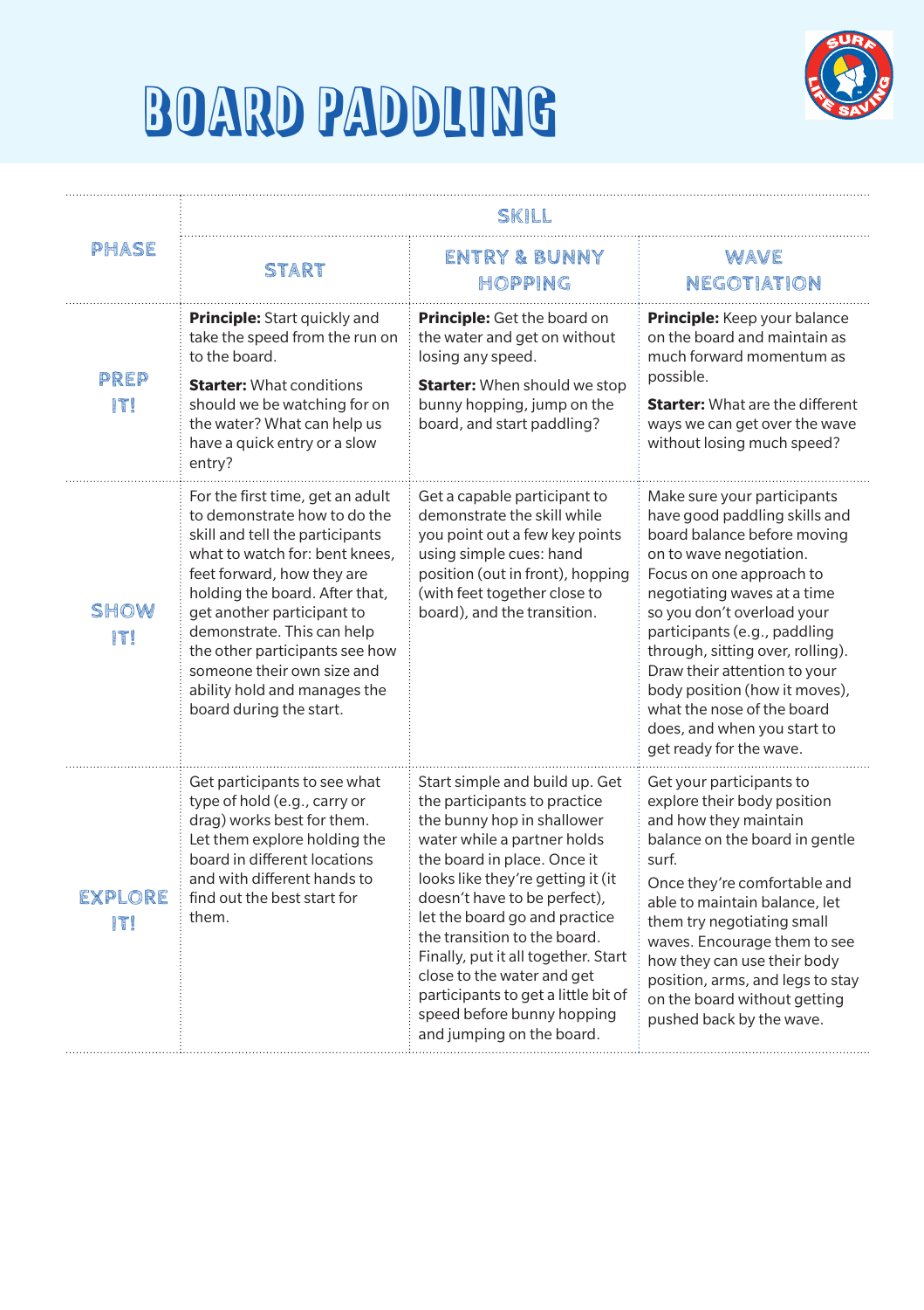# BOARD PADDLING

| PHASE | SKILL | | |
|---|---|---|---|
| | START | ENTRY & BUNNY HOPPING | WAVE NEGOTIATION |
| PREP IT! | **Principle:** Start quickly and take the speed from the run on to the board.<br><br>**Starter:** What conditions should we be watching for on the water? What can help us have a quick entry or a slow entry? | **Principle:** Get the board on the water and get on without losing any speed.<br><br>**Starter:** When should we stop bunny hopping, jump on the board, and start paddling? | **Principle:** Keep your balance on the board and maintain as much forward momentum as possible.<br><br>**Starter:** What are the different ways we can get over the wave without losing much speed? |
| SHOW IT! | For the first time, get an adult to demonstrate how to do the skill and tell the participants what to watch for: bent knees, feet forward, how they are holding the board. After that, get another participant to demonstrate. This can help the other participants see how someone their own size and ability hold and manages the board during the start. | Get a capable participant to demonstrate the skill while you point out a few key points using simple cues: hand position (out in front), hopping (with feet together close to board), and the transition. | Make sure your participants have good paddling skills and board balance before moving on to wave negotiation. Focus on one approach to negotiating waves at a time so you don't overload your participants (e.g., paddling through, sitting over, rolling). Draw their attention to your body position (how it moves), what the nose of the board does, and when you start to get ready for the wave. |
| EXPLORE IT! | Get participants to see what type of hold (e.g., carry or drag) works best for them. Let them explore holding the board in different locations and with different hands to find out the best start for them. | Start simple and build up. Get the participants to practice the bunny hop in shallower water while a partner holds the board in place. Once it looks like they're getting it (it doesn't have to be perfect), let the board go and practice the transition to the board. Finally, put it all together. Start close to the water and get participants to get a little bit of speed before bunny hopping and jumping on the board. | Get your participants to explore their body position and how they maintain balance on the board in gentle surf.<br><br>Once they're comfortable and able to maintain balance, let them try negotiating small waves. Encourage them to see how they can use their body position, arms, and legs to stay on the board without getting pushed back by the wave. |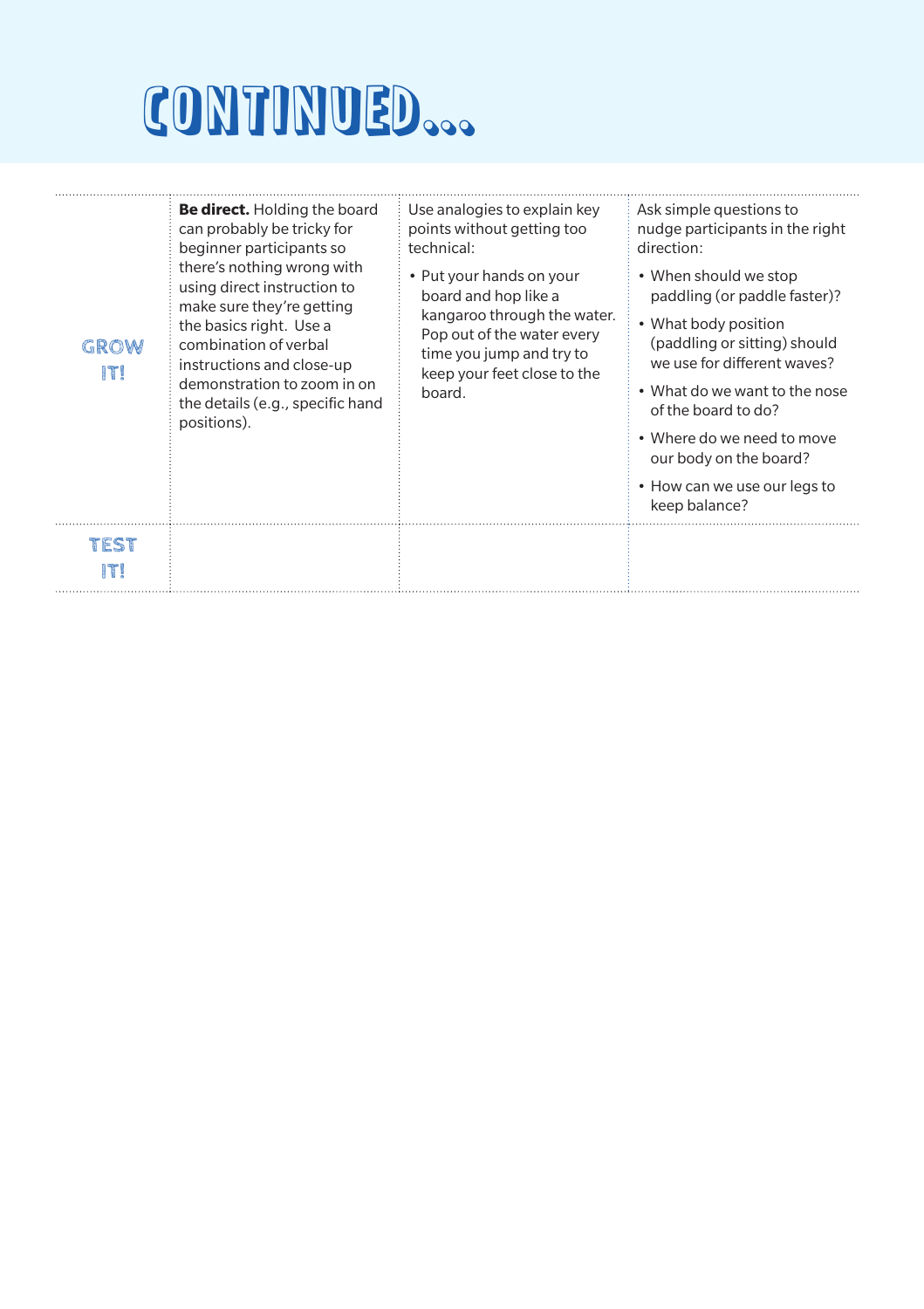# CONTINUED...

| | | | |
|---|---|---|---|
| GROW IT! | **Be direct.** Holding the board can probably be tricky for beginner participants so there's nothing wrong with using direct instruction to make sure they're getting the basics right. Use a combination of verbal instructions and close-up demonstration to zoom in on the details (e.g., specific hand positions). | Use analogies to explain key points without getting too technical:<br>• Put your hands on your board and hop like a kangaroo through the water. Pop out of the water every time you jump and try to keep your feet close to the board. | Ask simple questions to nudge participants in the right direction:<br>• When should we stop paddling (or paddle faster)?<br>• What body position (paddling or sitting) should we use for different waves?<br>• What do we want to the nose of the board to do?<br>• Where do we need to move our body on the board?<br>• How can we use our legs to keep balance? |
| TEST IT! | | | |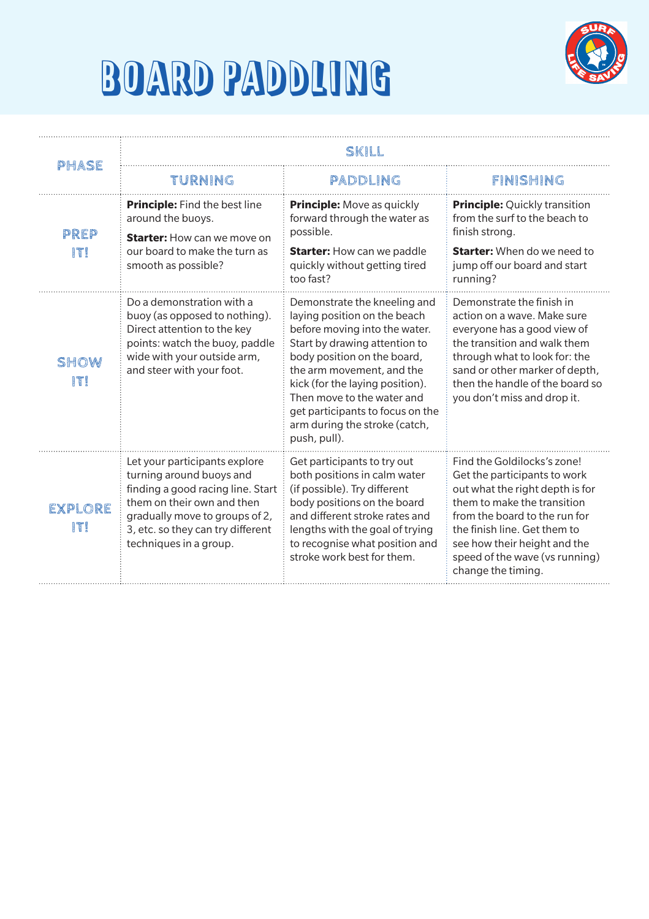# BOARD PADDLING

| PHASE | SKILL | | |
|---|---|---|---|
| | **TURNING** | **PADDLING** | **FINISHING** |
| **PREP IT!** | **Principle:** Find the best line around the buoys. **Starter:** How can we move on our board to make the turn as smooth as possible? | **Principle:** Move as quickly forward through the water as possible. **Starter:** How can we paddle quickly without getting tired too fast? | **Principle:** Quickly transition from the surf to the beach to finish strong. **Starter:** When do we need to jump off our board and start running? |
| **SHOW IT!** | Do a demonstration with a buoy (as opposed to nothing). Direct attention to the key points: watch the buoy, paddle wide with your outside arm, and steer with your foot. | Demonstrate the kneeling and laying position on the beach before moving into the water. Start by drawing attention to body position on the board, the arm movement, and the kick (for the laying position). Then move to the water and get participants to focus on the arm during the stroke (catch, push, pull). | Demonstrate the finish in action on a wave. Make sure everyone has a good view of the transition and walk them through what to look for: the sand or other marker of depth, then the handle of the board so you don't miss and drop it. |
| **EXPLORE IT!** | Let your participants explore turning around buoys and finding a good racing line. Start them on their own and then gradually move to groups of 2, 3, etc. so they can try different techniques in a group. | Get participants to try out both positions in calm water (if possible). Try different body positions on the board and different stroke rates and lengths with the goal of trying to recognise what position and stroke work best for them. | Find the Goldilocks's zone! Get the participants to work out what the right depth is for them to make the transition from the board to the run for the finish line. Get them to see how their height and the speed of the wave (vs running) change the timing. |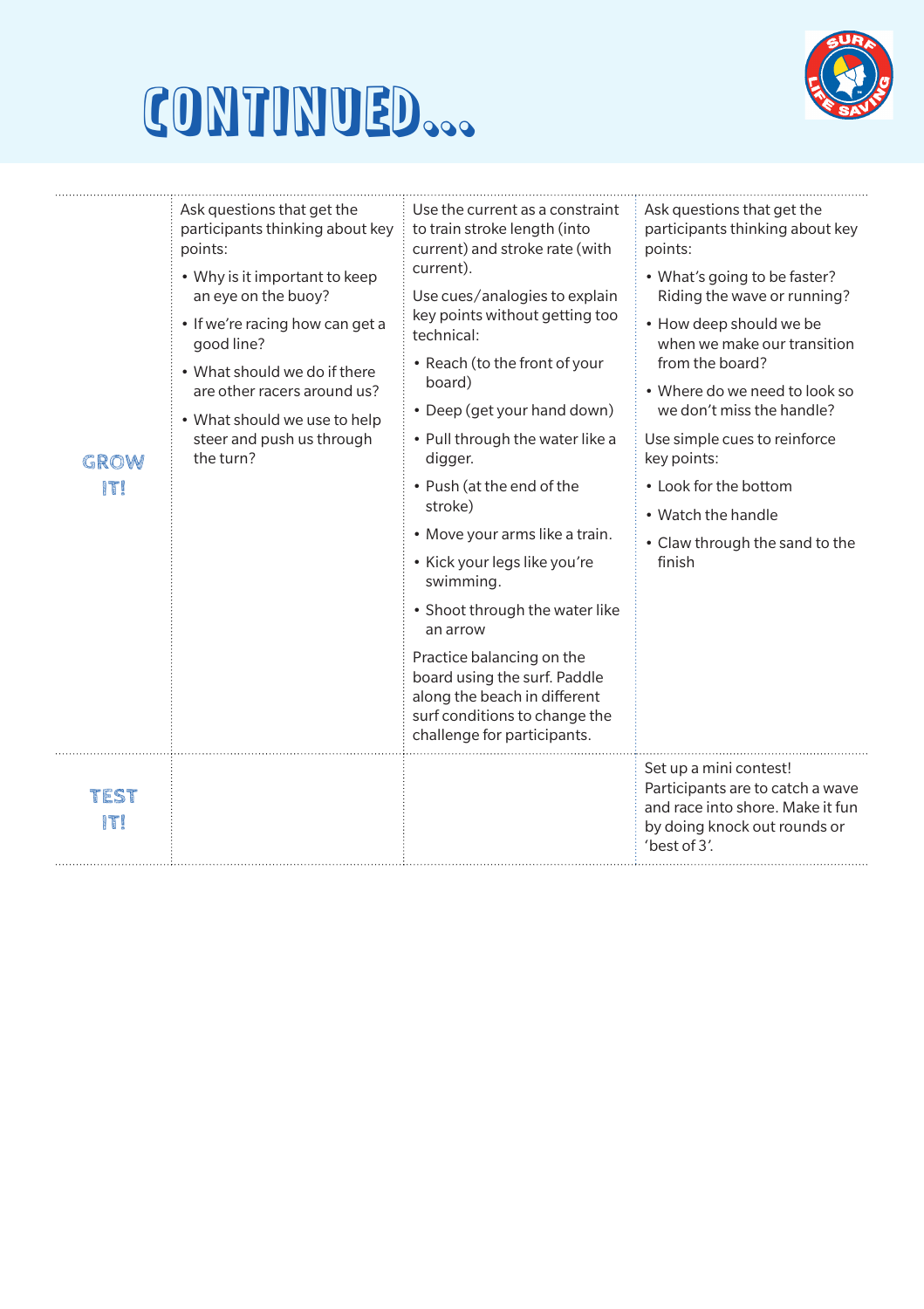# CONTINUED...

| | | | |
|---|---|---|---|
| GROW IT! | Ask questions that get the participants thinking about key points:<br>• Why is it important to keep an eye on the buoy?<br>• If we're racing how can get a good line?<br>• What should we do if there are other racers around us?<br>• What should we use to help steer and push us through the turn? | Use the current as a constraint to train stroke length (into current) and stroke rate (with current).<br>Use cues/analogies to explain key points without getting too technical:<br>• Reach (to the front of your board)<br>• Deep (get your hand down)<br>• Pull through the water like a digger.<br>• Push (at the end of the stroke)<br>• Move your arms like a train.<br>• Kick your legs like you're swimming.<br>• Shoot through the water like an arrow<br>Practice balancing on the board using the surf. Paddle along the beach in different surf conditions to change the challenge for participants. | Ask questions that get the participants thinking about key points:<br>• What's going to be faster? Riding the wave or running?<br>• How deep should we be when we make our transition from the board?<br>• Where do we need to look so we don't miss the handle?<br>Use simple cues to reinforce key points:<br>• Look for the bottom<br>• Watch the handle<br>• Claw through the sand to the finish |
| TEST IT! | | | Set up a mini contest! Participants are to catch a wave and race into shore. Make it fun by doing knock out rounds or 'best of 3'. |